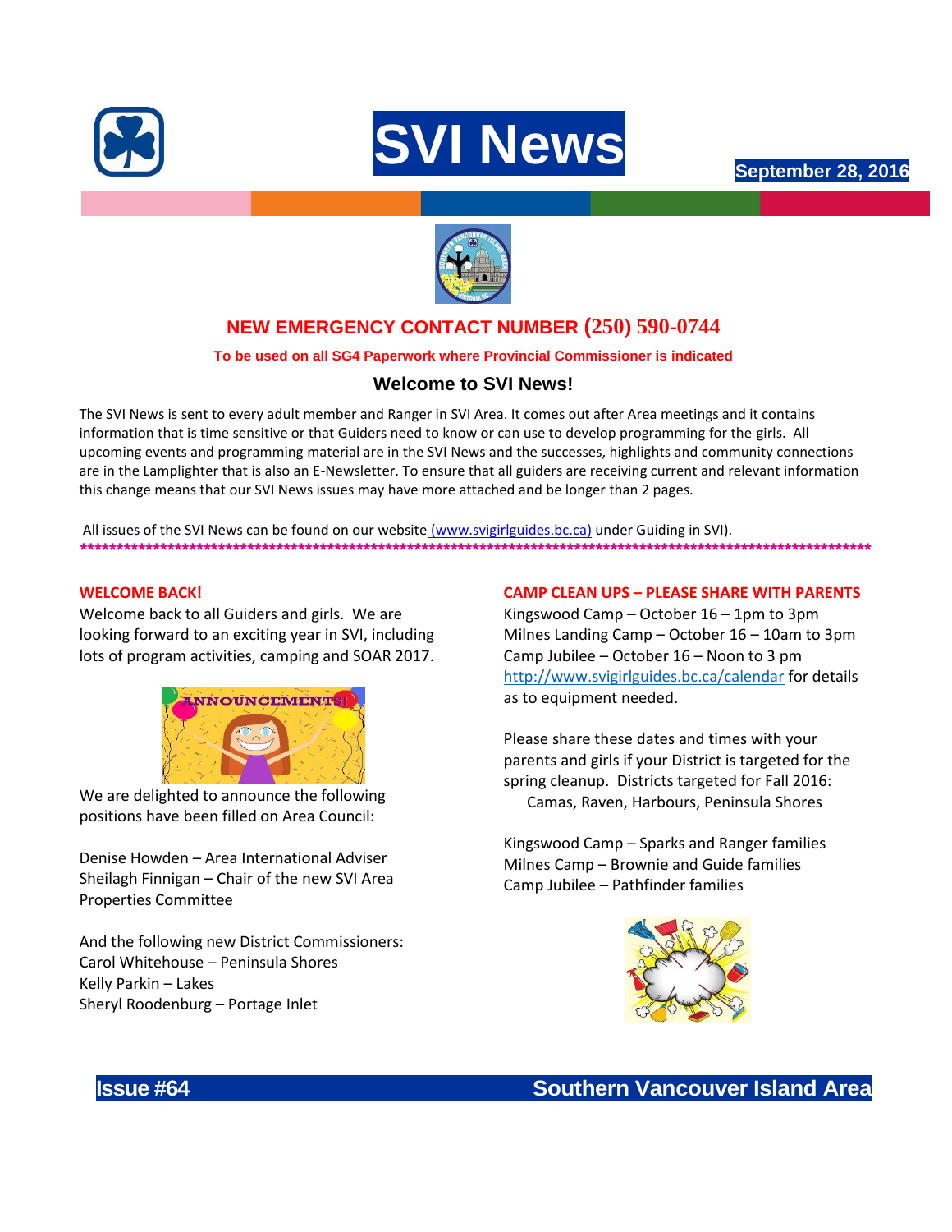# SVI News

**September 28, 2016**

## NEW EMERGENCY CONTACT NUMBER (250) 590-0744

**To be used on all SG4 Paperwork where Provincial Commissioner is indicated**

### Welcome to SVI News!

The SVI News is sent to every adult member and Ranger in SVI Area. It comes out after Area meetings and it contains information that is time sensitive or that Guiders need to know or can use to develop programming for the girls. All upcoming events and programming material are in the SVI News and the successes, highlights and community connections are in the Lamplighter that is also an E-Newsletter. To ensure that all guiders are receiving current and relevant information this change means that our SVI News issues may have more attached and be longer than 2 pages.

All issues of the SVI News can be found on our website (www.svigirlguides.bc.ca) under Guiding in SVI).

****************************************************************************************************

**WELCOME BACK!**

Welcome back to all Guiders and girls. We are looking forward to an exciting year in SVI, including lots of program activities, camping and SOAR 2017.

We are delighted to announce the following positions have been filled on Area Council:

Denise Howden – Area International Adviser
Sheilagh Finnigan – Chair of the new SVI Area Properties Committee

And the following new District Commissioners:
Carol Whitehouse – Peninsula Shores
Kelly Parkin – Lakes
Sheryl Roodenburg – Portage Inlet

**CAMP CLEAN UPS – PLEASE SHARE WITH PARENTS**

Kingswood Camp – October 16 – 1pm to 3pm
Milnes Landing Camp – October 16 – 10am to 3pm
Camp Jubilee – October 16 – Noon to 3 pm
http://www.svigirlguides.bc.ca/calendar for details as to equipment needed.

Please share these dates and times with your parents and girls if your District is targeted for the spring cleanup. Districts targeted for Fall 2016:
Camas, Raven, Harbours, Peninsula Shores

Kingswood Camp – Sparks and Ranger families
Milnes Camp – Brownie and Guide families
Camp Jubilee – Pathfinder families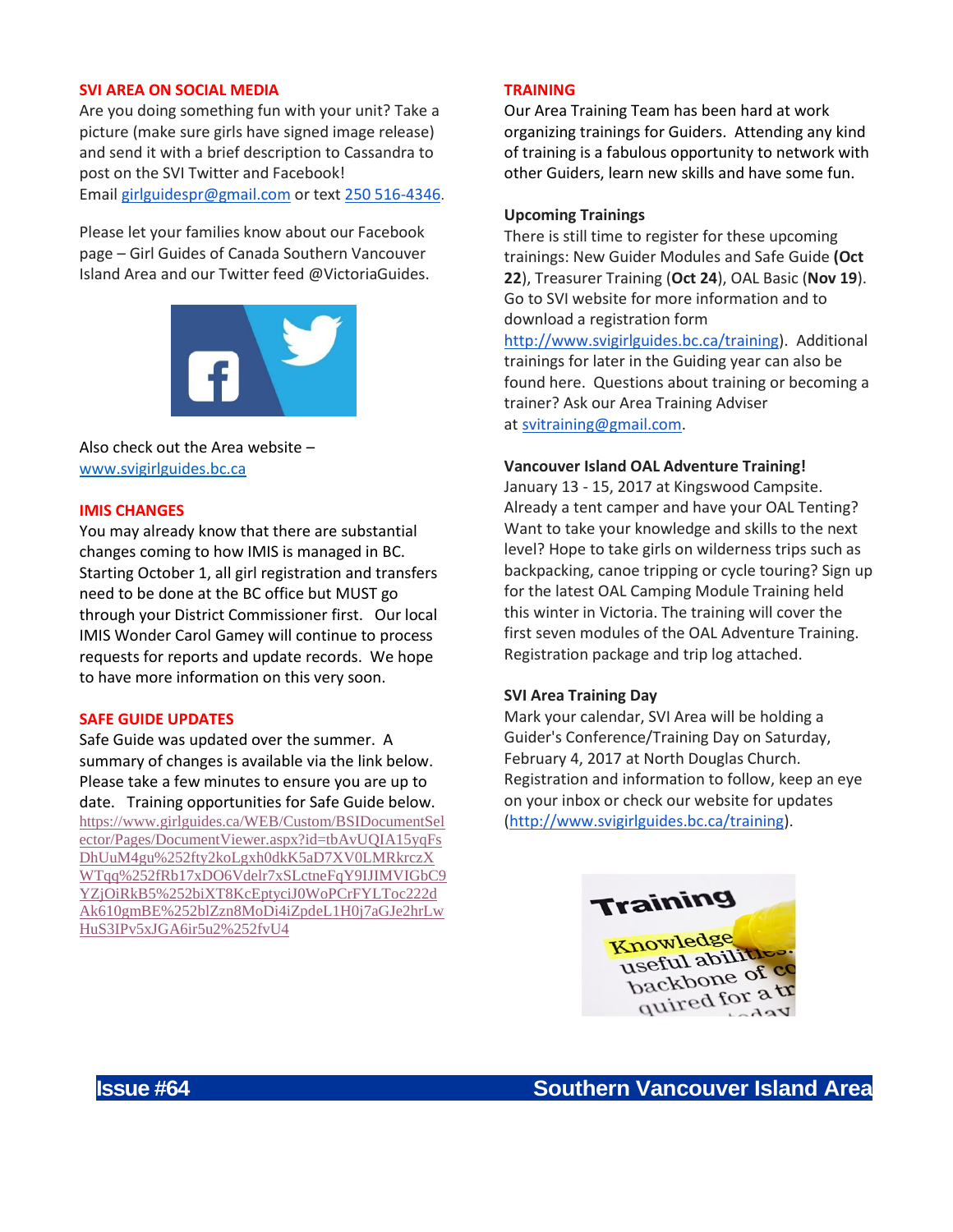## SVI AREA ON SOCIAL MEDIA

Are you doing something fun with your unit? Take a picture (make sure girls have signed image release) and send it with a brief description to Cassandra to post on the SVI Twitter and Facebook!
Email girlguidespr@gmail.com or text 250 516-4346.

Please let your families know about our Facebook page – Girl Guides of Canada Southern Vancouver Island Area and our Twitter feed @VictoriaGuides.

Also check out the Area website – www.svigirlguides.bc.ca

## IMIS CHANGES

You may already know that there are substantial changes coming to how IMIS is managed in BC. Starting October 1, all girl registration and transfers need to be done at the BC office but MUST go through your District Commissioner first. Our local IMIS Wonder Carol Gamey will continue to process requests for reports and update records. We hope to have more information on this very soon.

## SAFE GUIDE UPDATES

Safe Guide was updated over the summer. A summary of changes is available via the link below. Please take a few minutes to ensure you are up to date. Training opportunities for Safe Guide below.
https://www.girlguides.ca/WEB/Custom/BSIDocumentSelector/Pages/DocumentViewer.aspx?id=tbAvUQIA15yqFsDhUuM4gu%252fty2koLgxh0dkK5aD7XV0LMRkrczXWTqq%252fRb17xDO6Vdelr7xSLctneFqY9IJIMVIGbC9YZjOiRkB5%252biXT8KcEptyciJ0WoPCrFYLToc222dAk610gmBE%252blZzn8MoDi4iZpdeL1H0j7aGJe2hrLwHuS3IPv5xJGA6ir5u2%252fvU4

## TRAINING

Our Area Training Team has been hard at work organizing trainings for Guiders. Attending any kind of training is a fabulous opportunity to network with other Guiders, learn new skills and have some fun.

### Upcoming Trainings

There is still time to register for these upcoming trainings: New Guider Modules and Safe Guide **(Oct 22**), Treasurer Training (**Oct 24**), OAL Basic (**Nov 19**). Go to SVI website for more information and to download a registration form (http://www.svigirlguides.bc.ca/training). Additional trainings for later in the Guiding year can also be found here. Questions about training or becoming a trainer? Ask our Area Training Adviser at svitraining@gmail.com.

### Vancouver Island OAL Adventure Training!

January 13 - 15, 2017 at Kingswood Campsite. Already a tent camper and have your OAL Tenting? Want to take your knowledge and skills to the next level? Hope to take girls on wilderness trips such as backpacking, canoe tripping or cycle touring? Sign up for the latest OAL Camping Module Training held this winter in Victoria. The training will cover the first seven modules of the OAL Adventure Training. Registration package and trip log attached.

### SVI Area Training Day

Mark your calendar, SVI Area will be holding a Guider's Conference/Training Day on Saturday, February 4, 2017 at North Douglas Church. Registration and information to follow, keep an eye on your inbox or check our website for updates (http://www.svigirlguides.bc.ca/training).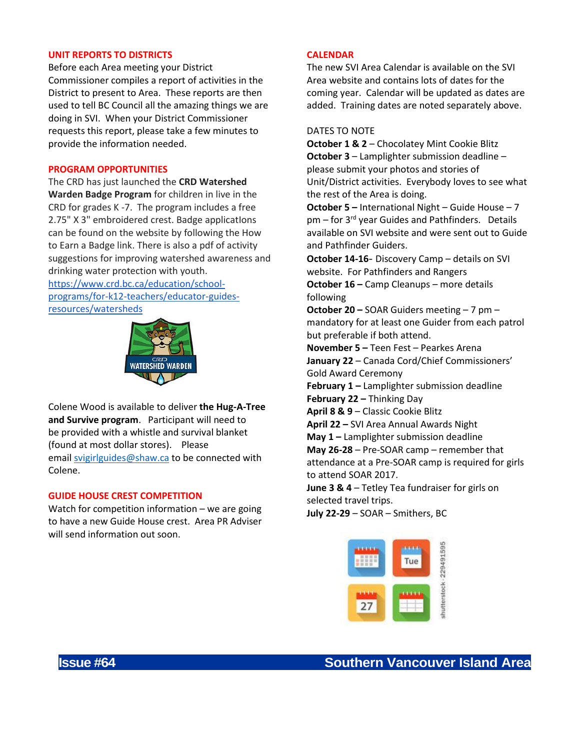## UNIT REPORTS TO DISTRICTS

Before each Area meeting your District Commissioner compiles a report of activities in the District to present to Area. These reports are then used to tell BC Council all the amazing things we are doing in SVI. When your District Commissioner requests this report, please take a few minutes to provide the information needed.

## PROGRAM OPPORTUNITIES

The CRD has just launched the **CRD Watershed Warden Badge Program** for children in live in the CRD for grades K -7. The program includes a free 2.75" X 3" embroidered crest. Badge applicatIons can be found on the website by following the How to Earn a Badge link. There is also a pdf of activity suggestions for improving watershed awareness and drinking water protection with youth.
https://www.crd.bc.ca/education/school-programs/for-k12-teachers/educator-guides-resources/watersheds

Colene Wood is available to deliver **the Hug-A-Tree and Survive program**. Participant will need to be provided with a whistle and survival blanket (found at most dollar stores). Please email svigirlguides@shaw.ca to be connected with Colene.

## GUIDE HOUSE CREST COMPETITION

Watch for competition information – we are going to have a new Guide House crest. Area PR Adviser will send information out soon.

## CALENDAR

The new SVI Area Calendar is available on the SVI Area website and contains lots of dates for the coming year. Calendar will be updated as dates are added. Training dates are noted separately above.

DATES TO NOTE

**October 1 & 2** – Chocolatey Mint Cookie Blitz
**October 3** – Lamplighter submission deadline – please submit your photos and stories of Unit/District activities. Everybody loves to see what the rest of the Area is doing.
**October 5 –** International Night – Guide House – 7 pm – for 3rd year Guides and Pathfinders. Details available on SVI website and were sent out to Guide and Pathfinder Guiders.
**October 14-16**- Discovery Camp – details on SVI website. For Pathfinders and Rangers
**October 16 –** Camp Cleanups – more details following
**October 20 –** SOAR Guiders meeting – 7 pm – mandatory for at least one Guider from each patrol but preferable if both attend.
**November 5 –** Teen Fest – Pearkes Arena
**January 22** – Canada Cord/Chief Commissioners' Gold Award Ceremony
**February 1 –** Lamplighter submission deadline
**February 22 –** Thinking Day
**April 8 & 9** – Classic Cookie Blitz
**April 22 –** SVI Area Annual Awards Night
**May 1 –** Lamplighter submission deadline
**May 26-28** – Pre-SOAR camp – remember that attendance at a Pre-SOAR camp is required for girls to attend SOAR 2017.
**June 3 & 4** – Tetley Tea fundraiser for girls on selected travel trips.
**July 22-29** – SOAR – Smithers, BC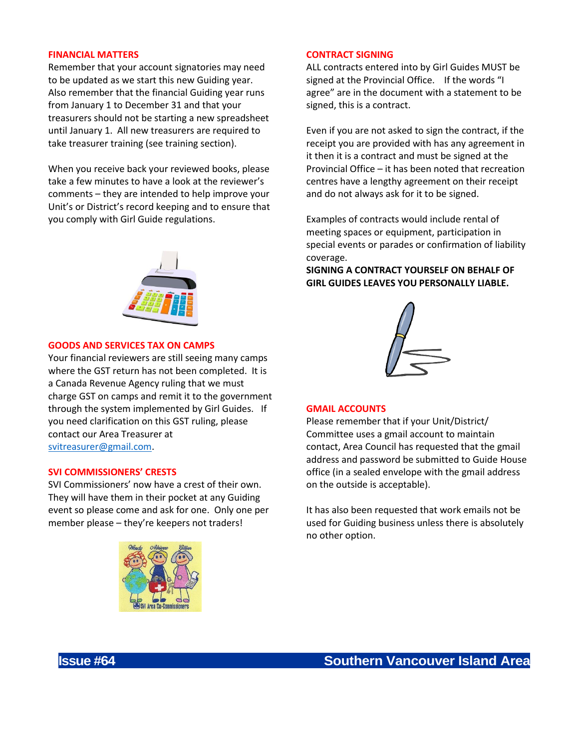## FINANCIAL MATTERS

Remember that your account signatories may need to be updated as we start this new Guiding year. Also remember that the financial Guiding year runs from January 1 to December 31 and that your treasurers should not be starting a new spreadsheet until January 1. All new treasurers are required to take treasurer training (see training section).

When you receive back your reviewed books, please take a few minutes to have a look at the reviewer's comments – they are intended to help improve your Unit's or District's record keeping and to ensure that you comply with Girl Guide regulations.

## GOODS AND SERVICES TAX ON CAMPS

Your financial reviewers are still seeing many camps where the GST return has not been completed. It is a Canada Revenue Agency ruling that we must charge GST on camps and remit it to the government through the system implemented by Girl Guides. If you need clarification on this GST ruling, please contact our Area Treasurer at svitreasurer@gmail.com.

## SVI COMMISSIONERS' CRESTS

SVI Commissioners' now have a crest of their own. They will have them in their pocket at any Guiding event so please come and ask for one. Only one per member please – they're keepers not traders!

## CONTRACT SIGNING

ALL contracts entered into by Girl Guides MUST be signed at the Provincial Office. If the words "I agree" are in the document with a statement to be signed, this is a contract.

Even if you are not asked to sign the contract, if the receipt you are provided with has any agreement in it then it is a contract and must be signed at the Provincial Office – it has been noted that recreation centres have a lengthy agreement on their receipt and do not always ask for it to be signed.

Examples of contracts would include rental of meeting spaces or equipment, participation in special events or parades or confirmation of liability coverage.

**SIGNING A CONTRACT YOURSELF ON BEHALF OF GIRL GUIDES LEAVES YOU PERSONALLY LIABLE.**

## GMAIL ACCOUNTS

Please remember that if your Unit/District/ Committee uses a gmail account to maintain contact, Area Council has requested that the gmail address and password be submitted to Guide House office (in a sealed envelope with the gmail address on the outside is acceptable).

It has also been requested that work emails not be used for Guiding business unless there is absolutely no other option.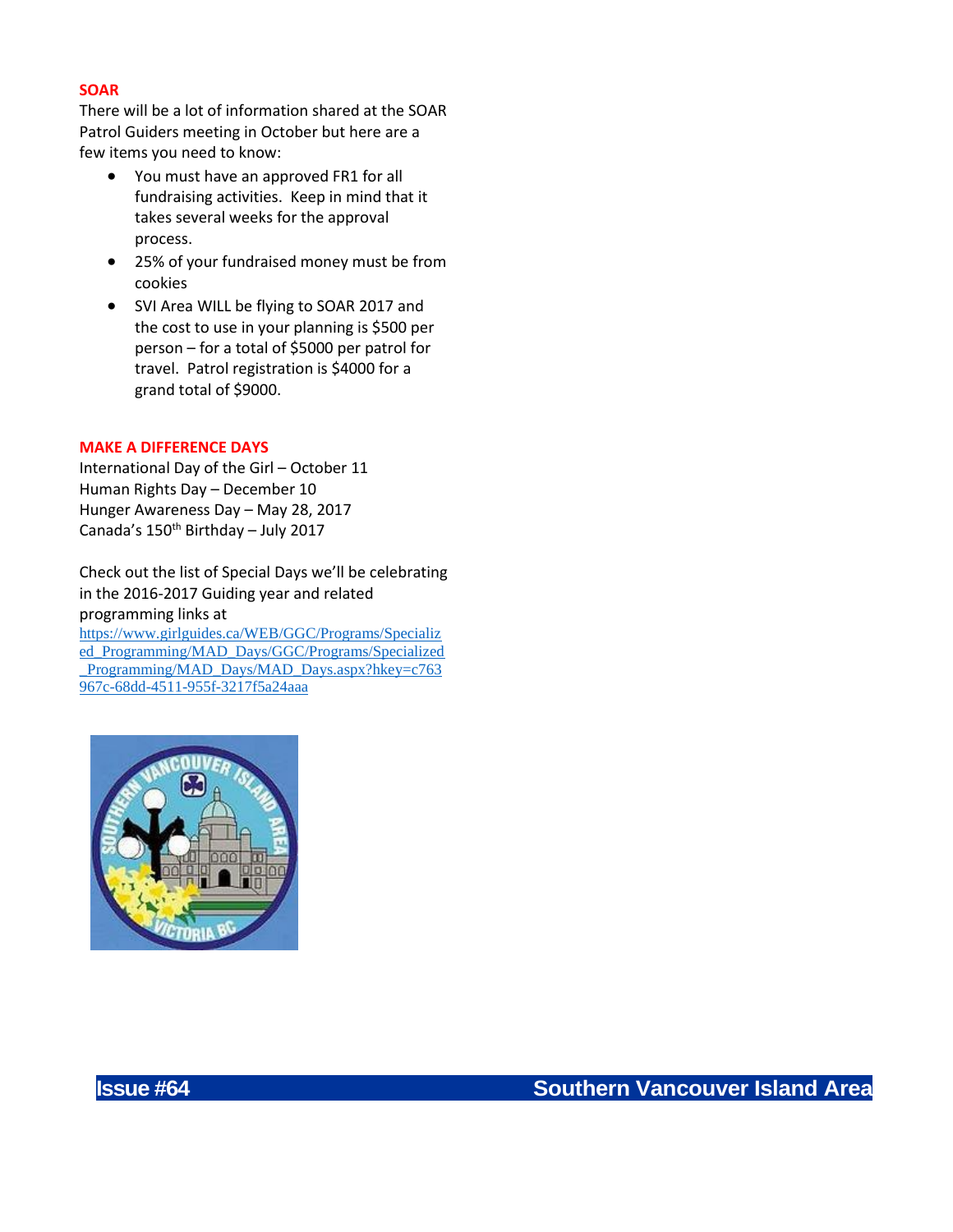## SOAR

There will be a lot of information shared at the SOAR Patrol Guiders meeting in October but here are a few items you need to know:

- You must have an approved FR1 for all fundraising activities. Keep in mind that it takes several weeks for the approval process.
- 25% of your fundraised money must be from cookies
- SVI Area WILL be flying to SOAR 2017 and the cost to use in your planning is $500 per person – for a total of $5000 per patrol for travel. Patrol registration is $4000 for a grand total of $9000.

## MAKE A DIFFERENCE DAYS

International Day of the Girl – October 11
Human Rights Day – December 10
Hunger Awareness Day – May 28, 2017
Canada's 150th Birthday – July 2017

Check out the list of Special Days we'll be celebrating in the 2016-2017 Guiding year and related programming links at https://www.girlguides.ca/WEB/GGC/Programs/Specialized_Programming/MAD_Days/GGC/Programs/Specialized_Programming/MAD_Days/MAD_Days.aspx?hkey=c763967c-68dd-4511-955f-3217f5a24aaa